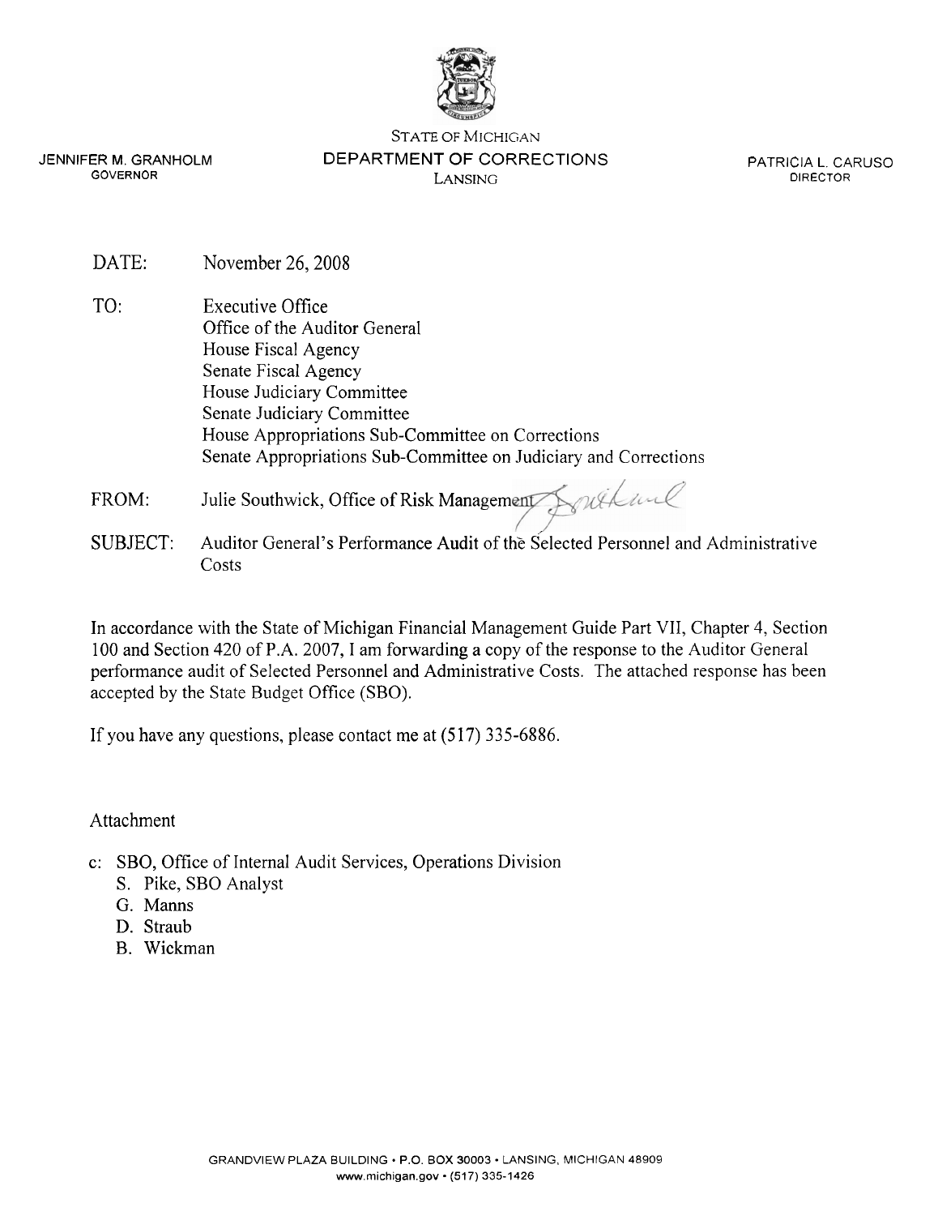JENNIFER M. GRANHOLM
GOVERNOR

STATE OF MICHIGAN
**DEPARTMENT OF CORRECTIONS**
LANSING

PATRICIA L. CARUSO
DIRECTOR

DATE: November 26, 2008

TO: Executive Office
Office of the Auditor General
House Fiscal Agency
Senate Fiscal Agency
House Judiciary Committee
Senate Judiciary Committee
House Appropriations Sub-Committee on Corrections
Senate Appropriations Sub-Committee on Judiciary and Corrections

FROM: Julie Southwick, Office of Risk Management

SUBJECT: Auditor General's Performance Audit of the Selected Personnel and Administrative Costs

In accordance with the State of Michigan Financial Management Guide Part VII, Chapter 4, Section 100 and Section 420 of P.A. 2007, I am forwarding a copy of the response to the Auditor General performance audit of Selected Personnel and Administrative Costs. The attached response has been accepted by the State Budget Office (SBO).

If you have any questions, please contact me at (517) 335-6886.

Attachment

c: SBO, Office of Internal Audit Services, Operations Division
S. Pike, SBO Analyst
G. Manns
D. Straub
B. Wickman

GRANDVIEW PLAZA BUILDING • P.O. BOX 30003 • LANSING, MICHIGAN 48909
www.michigan.gov • (517) 335-1426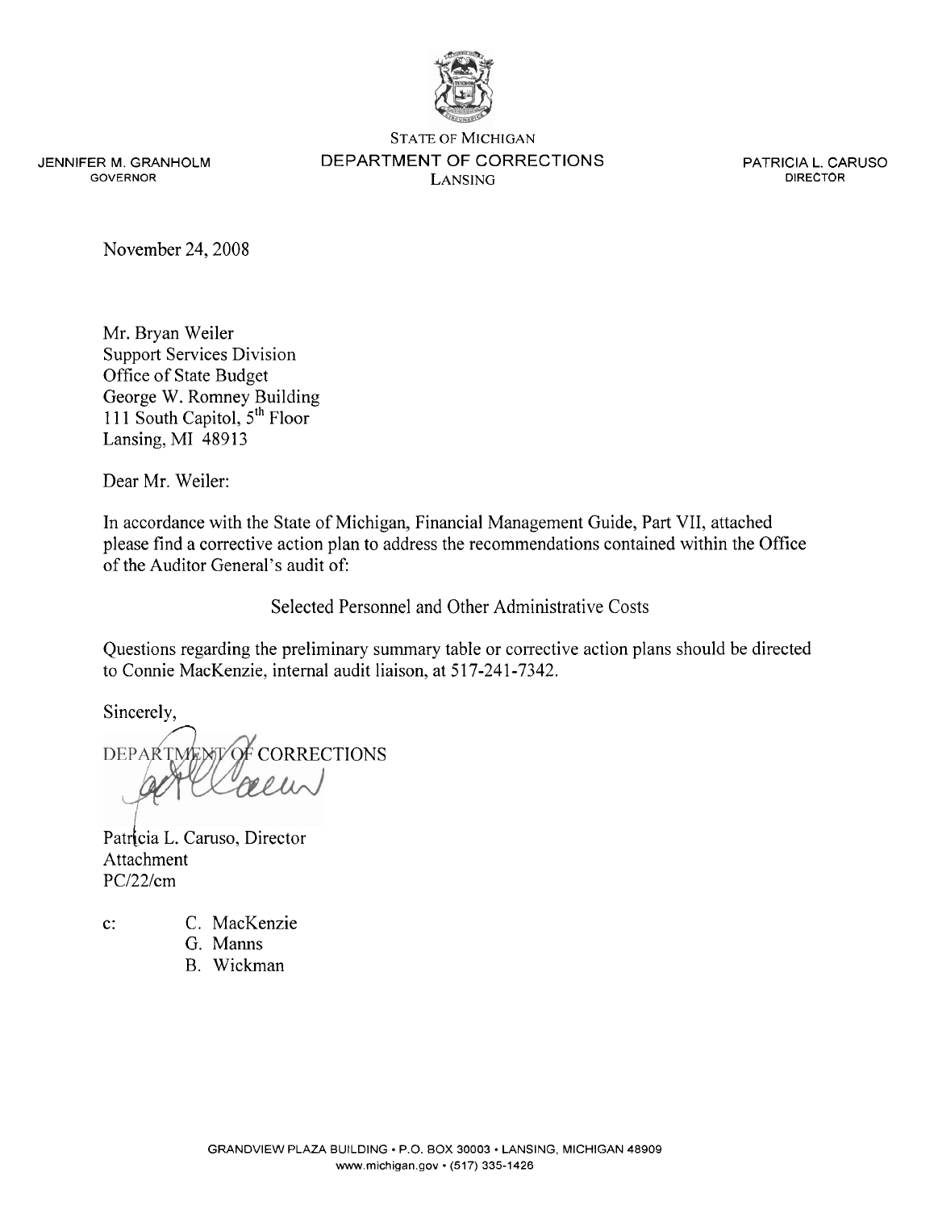STATE OF MICHIGAN
DEPARTMENT OF CORRECTIONS
LANSING

JENNIFER M. GRANHOLM
GOVERNOR

PATRICIA L. CARUSO
DIRECTOR

November 24, 2008

Mr. Bryan Weiler
Support Services Division
Office of State Budget
George W. Romney Building
111 South Capitol, 5th Floor
Lansing, MI 48913

Dear Mr. Weiler:

In accordance with the State of Michigan, Financial Management Guide, Part VII, attached please find a corrective action plan to address the recommendations contained within the Office of the Auditor General's audit of:

Selected Personnel and Other Administrative Costs

Questions regarding the preliminary summary table or corrective action plans should be directed to Connie MacKenzie, internal audit liaison, at 517-241-7342.

Sincerely,

DEPARTMENT OF CORRECTIONS

Patricia L. Caruso, Director
Attachment
PC/22/cm

c: C. MacKenzie
G. Manns
B. Wickman

GRANDVIEW PLAZA BUILDING • P.O. BOX 30003 • LANSING, MICHIGAN 48909
www.michigan.gov • (517) 335-1426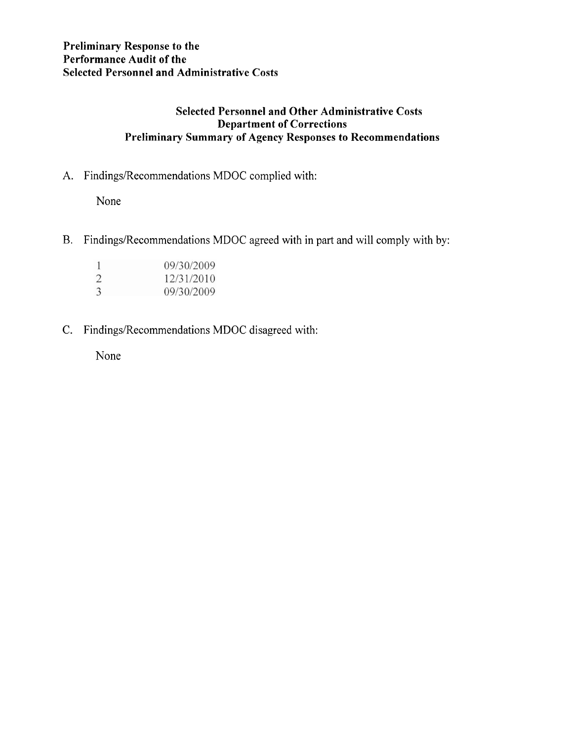**Preliminary Response to the**
**Performance Audit of the**
**Selected Personnel and Administrative Costs**

## Selected Personnel and Other Administrative Costs
## Department of Corrections
## Preliminary Summary of Agency Responses to Recommendations

A. Findings/Recommendations MDOC complied with:

None

B. Findings/Recommendations MDOC agreed with in part and will comply with by:

| | |
|---|---|
| 1 | 09/30/2009 |
| 2 | 12/31/2010 |
| 3 | 09/30/2009 |

C. Findings/Recommendations MDOC disagreed with:

None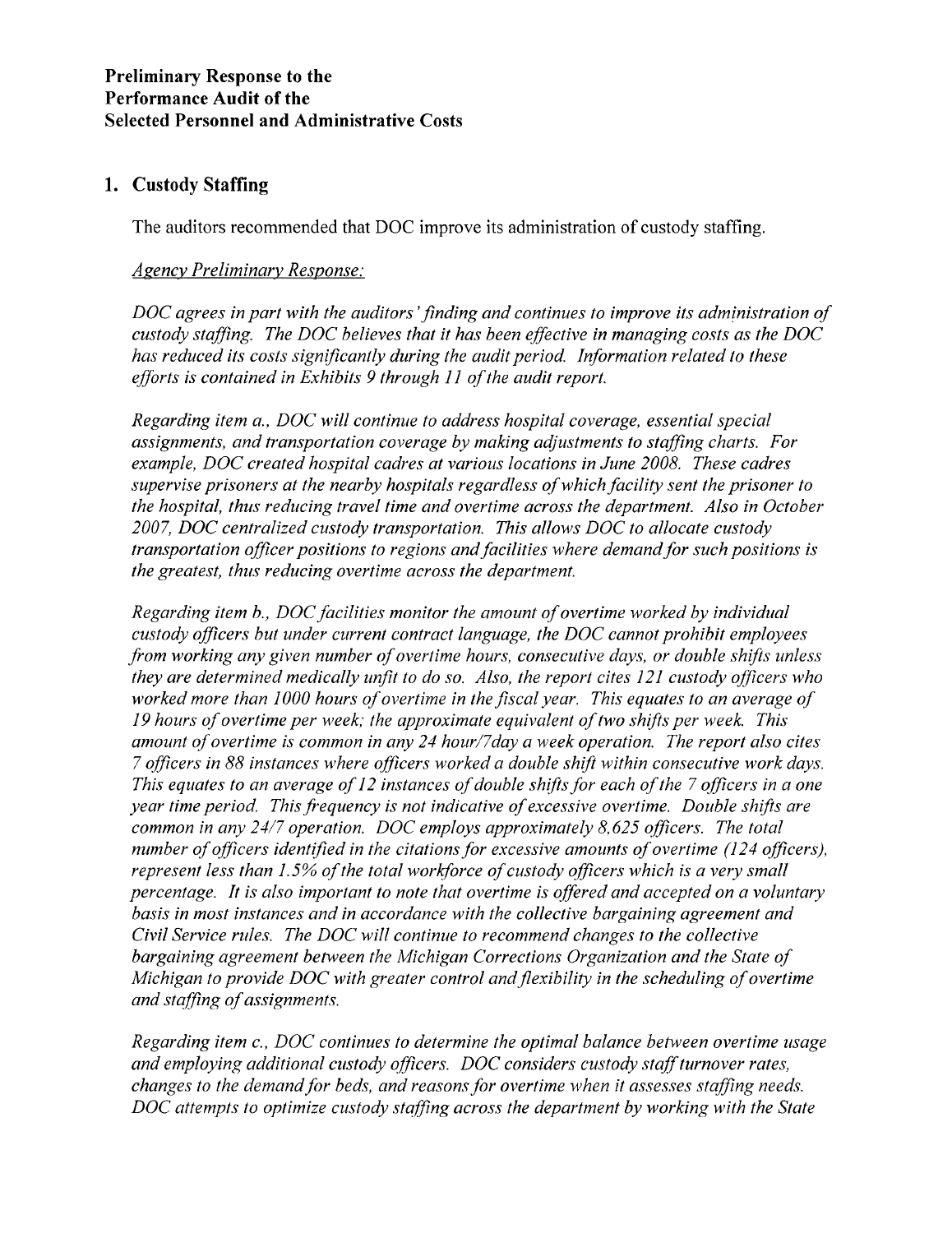**Preliminary Response to the**
**Performance Audit of the**
**Selected Personnel and Administrative Costs**

## 1. Custody Staffing

The auditors recommended that DOC improve its administration of custody staffing.

*Agency Preliminary Response:*

*DOC agrees in part with the auditors' finding and continues to improve its administration of custody staffing. The DOC believes that it has been effective in managing costs as the DOC has reduced its costs significantly during the audit period. Information related to these efforts is contained in Exhibits 9 through 11 of the audit report.*

*Regarding item a., DOC will continue to address hospital coverage, essential special assignments, and transportation coverage by making adjustments to staffing charts. For example, DOC created hospital cadres at various locations in June 2008. These cadres supervise prisoners at the nearby hospitals regardless of which facility sent the prisoner to the hospital, thus reducing travel time and overtime across the department. Also in October 2007, DOC centralized custody transportation. This allows DOC to allocate custody transportation officer positions to regions and facilities where demand for such positions is the greatest, thus reducing overtime across the department.*

*Regarding item b., DOC facilities monitor the amount of overtime worked by individual custody officers but under current contract language, the DOC cannot prohibit employees from working any given number of overtime hours, consecutive days, or double shifts unless they are determined medically unfit to do so. Also, the report cites 121 custody officers who worked more than 1000 hours of overtime in the fiscal year. This equates to an average of 19 hours of overtime per week; the approximate equivalent of two shifts per week. This amount of overtime is common in any 24 hour/7day a week operation. The report also cites 7 officers in 88 instances where officers worked a double shift within consecutive work days. This equates to an average of 12 instances of double shifts for each of the 7 officers in a one year time period. This frequency is not indicative of excessive overtime. Double shifts are common in any 24/7 operation. DOC employs approximately 8,625 officers. The total number of officers identified in the citations for excessive amounts of overtime (124 officers), represent less than 1.5% of the total workforce of custody officers which is a very small percentage. It is also important to note that overtime is offered and accepted on a voluntary basis in most instances and in accordance with the collective bargaining agreement and Civil Service rules. The DOC will continue to recommend changes to the collective bargaining agreement between the Michigan Corrections Organization and the State of Michigan to provide DOC with greater control and flexibility in the scheduling of overtime and staffing of assignments.*

*Regarding item c., DOC continues to determine the optimal balance between overtime usage and employing additional custody officers. DOC considers custody staff turnover rates, changes to the demand for beds, and reasons for overtime when it assesses staffing needs. DOC attempts to optimize custody staffing across the department by working with the State*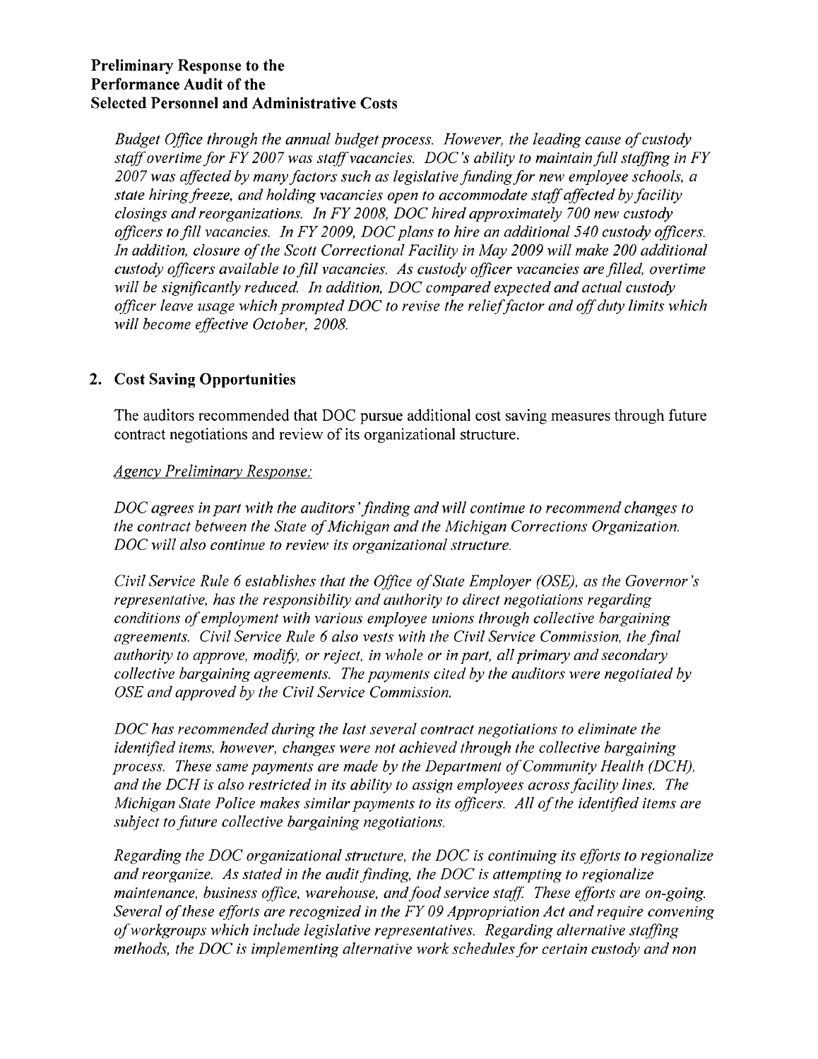**Preliminary Response to the Performance Audit of the Selected Personnel and Administrative Costs**

*Budget Office through the annual budget process. However, the leading cause of custody staff overtime for FY 2007 was staff vacancies. DOC's ability to maintain full staffing in FY 2007 was affected by many factors such as legislative funding for new employee schools, a state hiring freeze, and holding vacancies open to accommodate staff affected by facility closings and reorganizations. In FY 2008, DOC hired approximately 700 new custody officers to fill vacancies. In FY 2009, DOC plans to hire an additional 540 custody officers. In addition, closure of the Scott Correctional Facility in May 2009 will make 200 additional custody officers available to fill vacancies. As custody officer vacancies are filled, overtime will be significantly reduced. In addition, DOC compared expected and actual custody officer leave usage which prompted DOC to revise the relief factor and off duty limits which will become effective October, 2008.*

## 2. Cost Saving Opportunities

The auditors recommended that DOC pursue additional cost saving measures through future contract negotiations and review of its organizational structure.

*Agency Preliminary Response:*

*DOC agrees in part with the auditors' finding and will continue to recommend changes to the contract between the State of Michigan and the Michigan Corrections Organization. DOC will also continue to review its organizational structure.*

*Civil Service Rule 6 establishes that the Office of State Employer (OSE), as the Governor's representative, has the responsibility and authority to direct negotiations regarding conditions of employment with various employee unions through collective bargaining agreements. Civil Service Rule 6 also vests with the Civil Service Commission, the final authority to approve, modify, or reject, in whole or in part, all primary and secondary collective bargaining agreements. The payments cited by the auditors were negotiated by OSE and approved by the Civil Service Commission.*

*DOC has recommended during the last several contract negotiations to eliminate the identified items, however, changes were not achieved through the collective bargaining process. These same payments are made by the Department of Community Health (DCH), and the DCH is also restricted in its ability to assign employees across facility lines. The Michigan State Police makes similar payments to its officers. All of the identified items are subject to future collective bargaining negotiations.*

*Regarding the DOC organizational structure, the DOC is continuing its efforts to regionalize and reorganize. As stated in the audit finding, the DOC is attempting to regionalize maintenance, business office, warehouse, and food service staff. These efforts are on-going. Several of these efforts are recognized in the FY 09 Appropriation Act and require convening of workgroups which include legislative representatives. Regarding alternative staffing methods, the DOC is implementing alternative work schedules for certain custody and non*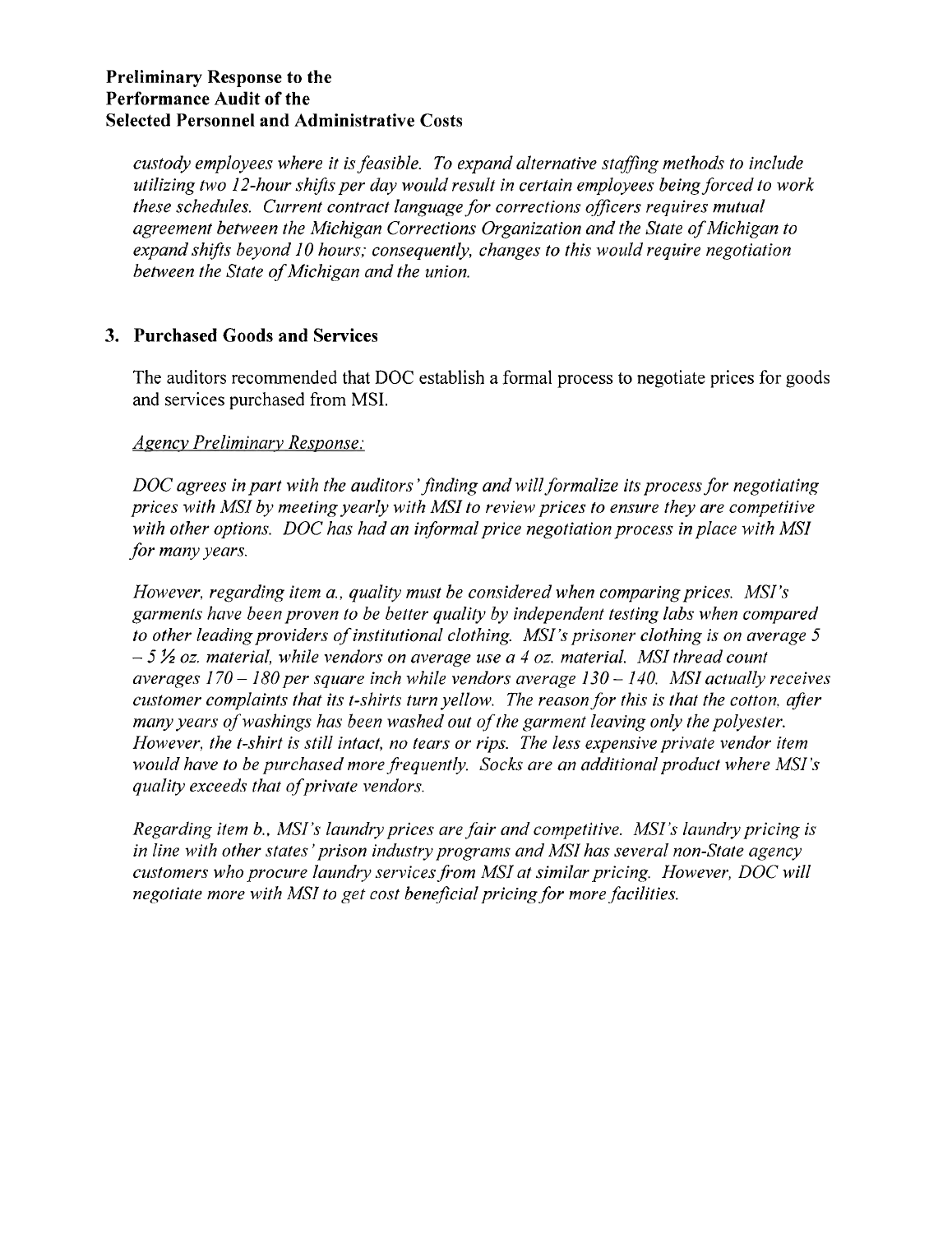**Preliminary Response to the**
**Performance Audit of the**
**Selected Personnel and Administrative Costs**

*custody employees where it is feasible. To expand alternative staffing methods to include utilizing two 12-hour shifts per day would result in certain employees being forced to work these schedules. Current contract language for corrections officers requires mutual agreement between the Michigan Corrections Organization and the State of Michigan to expand shifts beyond 10 hours; consequently, changes to this would require negotiation between the State of Michigan and the union.*

## 3. Purchased Goods and Services

The auditors recommended that DOC establish a formal process to negotiate prices for goods and services purchased from MSI.

*Agency Preliminary Response:*

*DOC agrees in part with the auditors' finding and will formalize its process for negotiating prices with MSI by meeting yearly with MSI to review prices to ensure they are competitive with other options. DOC has had an informal price negotiation process in place with MSI for many years.*

*However, regarding item a., quality must be considered when comparing prices. MSI's garments have been proven to be better quality by independent testing labs when compared to other leading providers of institutional clothing. MSI's prisoner clothing is on average 5 – 5 ½ oz. material, while vendors on average use a 4 oz. material. MSI thread count averages 170 – 180 per square inch while vendors average 130 – 140. MSI actually receives customer complaints that its t-shirts turn yellow. The reason for this is that the cotton, after many years of washings has been washed out of the garment leaving only the polyester. However, the t-shirt is still intact, no tears or rips. The less expensive private vendor item would have to be purchased more frequently. Socks are an additional product where MSI's quality exceeds that of private vendors.*

*Regarding item b., MSI's laundry prices are fair and competitive. MSI's laundry pricing is in line with other states' prison industry programs and MSI has several non-State agency customers who procure laundry services from MSI at similar pricing. However, DOC will negotiate more with MSI to get cost beneficial pricing for more facilities.*